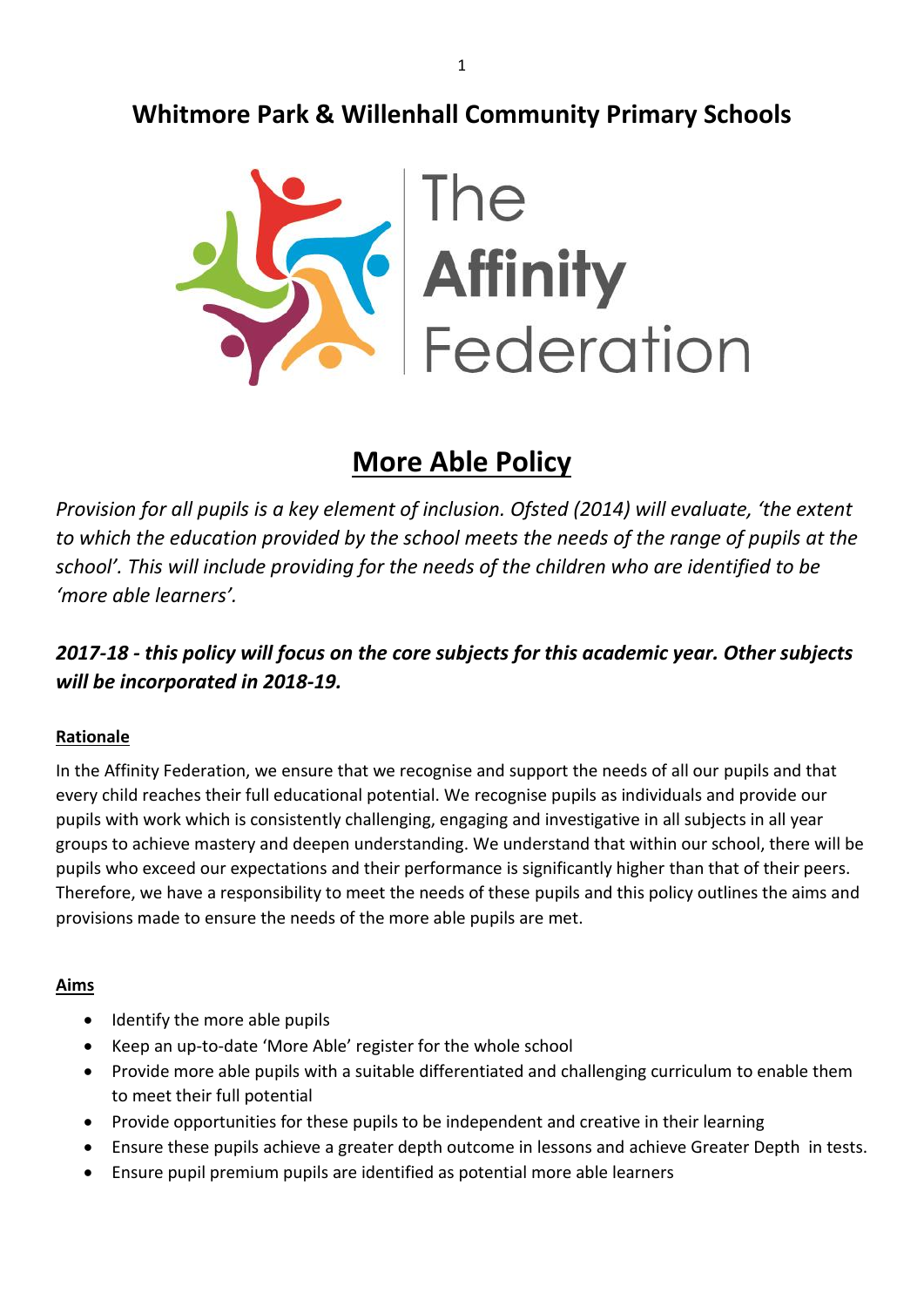# Whitmore Park & Willenhall Community Primary Schools

The **Affinity** Federation

## More Able Policy

*Provision for all pupils is a key element of inclusion. Ofsted (2014) will evaluate, 'the extent to which the education provided by the school meets the needs of the range of pupils at the school'. This will include providing for the needs of the children who are identified to be 'more able learners'.*

***2017-18 - this policy will focus on the core subjects for this academic year. Other subjects will be incorporated in 2018-19.***

### Rationale

In the Affinity Federation, we ensure that we recognise and support the needs of all our pupils and that every child reaches their full educational potential. We recognise pupils as individuals and provide our pupils with work which is consistently challenging, engaging and investigative in all subjects in all year groups to achieve mastery and deepen understanding. We understand that within our school, there will be pupils who exceed our expectations and their performance is significantly higher than that of their peers. Therefore, we have a responsibility to meet the needs of these pupils and this policy outlines the aims and provisions made to ensure the needs of the more able pupils are met.

### Aims

- Identify the more able pupils
- Keep an up-to-date 'More Able' register for the whole school
- Provide more able pupils with a suitable differentiated and challenging curriculum to enable them to meet their full potential
- Provide opportunities for these pupils to be independent and creative in their learning
- Ensure these pupils achieve a greater depth outcome in lessons and achieve Greater Depth in tests.
- Ensure pupil premium pupils are identified as potential more able learners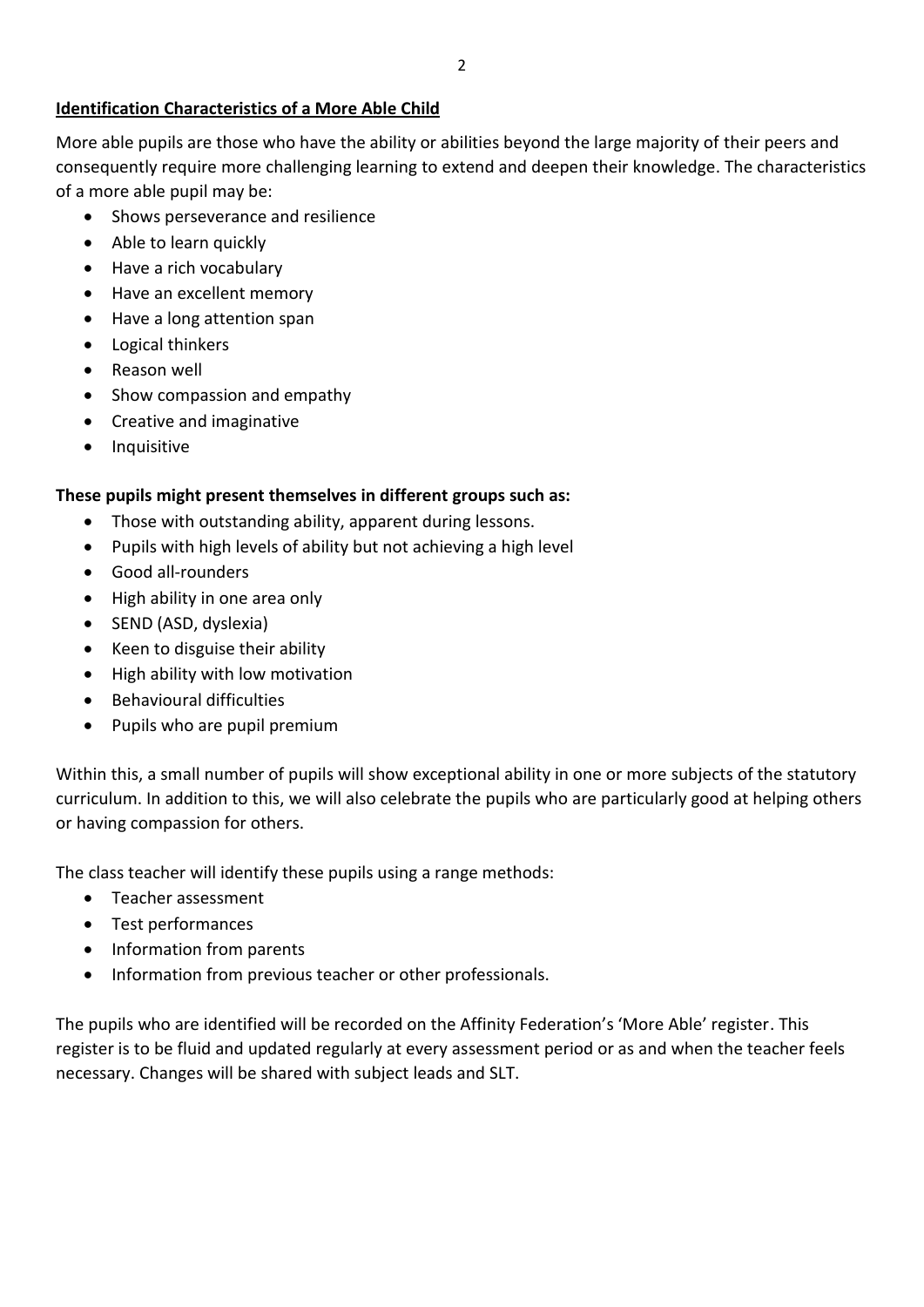**Identification Characteristics of a More Able Child**

More able pupils are those who have the ability or abilities beyond the large majority of their peers and consequently require more challenging learning to extend and deepen their knowledge. The characteristics of a more able pupil may be:

- Shows perseverance and resilience
- Able to learn quickly
- Have a rich vocabulary
- Have an excellent memory
- Have a long attention span
- Logical thinkers
- Reason well
- Show compassion and empathy
- Creative and imaginative
- Inquisitive

**These pupils might present themselves in different groups such as:**

- Those with outstanding ability, apparent during lessons.
- Pupils with high levels of ability but not achieving a high level
- Good all-rounders
- High ability in one area only
- SEND (ASD, dyslexia)
- Keen to disguise their ability
- High ability with low motivation
- Behavioural difficulties
- Pupils who are pupil premium

Within this, a small number of pupils will show exceptional ability in one or more subjects of the statutory curriculum. In addition to this, we will also celebrate the pupils who are particularly good at helping others or having compassion for others.

The class teacher will identify these pupils using a range methods:

- Teacher assessment
- Test performances
- Information from parents
- Information from previous teacher or other professionals.

The pupils who are identified will be recorded on the Affinity Federation's 'More Able' register. This register is to be fluid and updated regularly at every assessment period or as and when the teacher feels necessary. Changes will be shared with subject leads and SLT.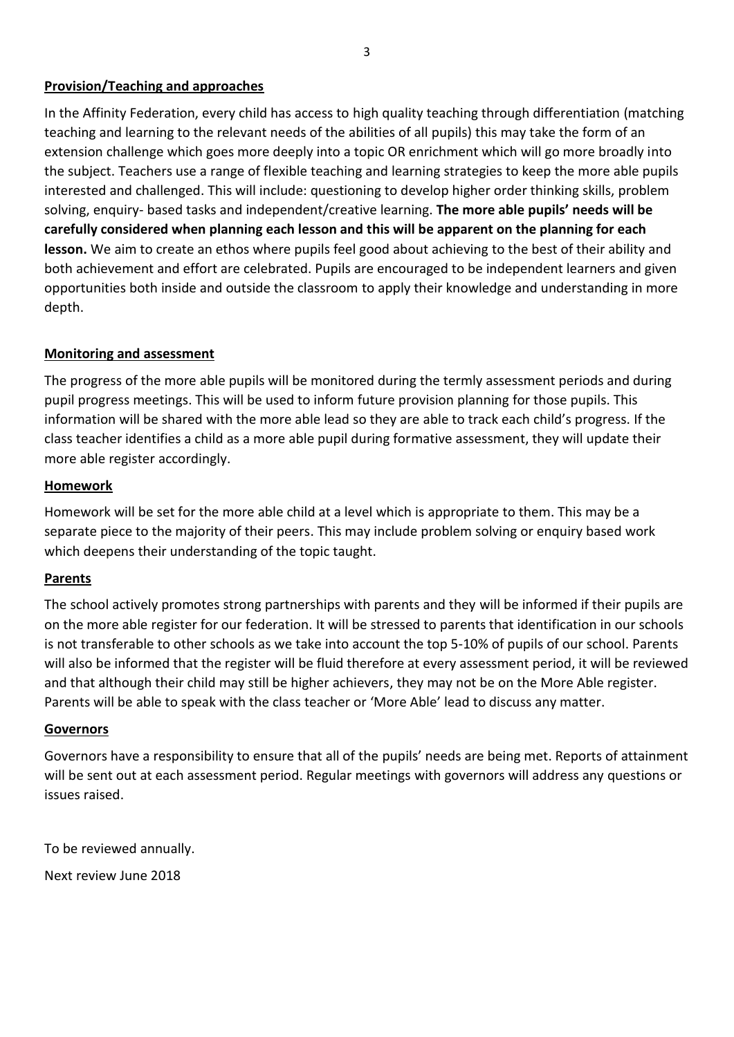**<u>Provision/Teaching and approaches</u>**

In the Affinity Federation, every child has access to high quality teaching through differentiation (matching teaching and learning to the relevant needs of the abilities of all pupils) this may take the form of an extension challenge which goes more deeply into a topic OR enrichment which will go more broadly into the subject. Teachers use a range of flexible teaching and learning strategies to keep the more able pupils interested and challenged. This will include: questioning to develop higher order thinking skills, problem solving, enquiry- based tasks and independent/creative learning. **The more able pupils' needs will be carefully considered when planning each lesson and this will be apparent on the planning for each lesson.** We aim to create an ethos where pupils feel good about achieving to the best of their ability and both achievement and effort are celebrated. Pupils are encouraged to be independent learners and given opportunities both inside and outside the classroom to apply their knowledge and understanding in more depth.

**<u>Monitoring and assessment</u>**

The progress of the more able pupils will be monitored during the termly assessment periods and during pupil progress meetings. This will be used to inform future provision planning for those pupils. This information will be shared with the more able lead so they are able to track each child's progress. If the class teacher identifies a child as a more able pupil during formative assessment, they will update their more able register accordingly.

**<u>Homework</u>**

Homework will be set for the more able child at a level which is appropriate to them. This may be a separate piece to the majority of their peers. This may include problem solving or enquiry based work which deepens their understanding of the topic taught.

**<u>Parents</u>**

The school actively promotes strong partnerships with parents and they will be informed if their pupils are on the more able register for our federation. It will be stressed to parents that identification in our schools is not transferable to other schools as we take into account the top 5-10% of pupils of our school. Parents will also be informed that the register will be fluid therefore at every assessment period, it will be reviewed and that although their child may still be higher achievers, they may not be on the More Able register. Parents will be able to speak with the class teacher or 'More Able' lead to discuss any matter.

**<u>Governors</u>**

Governors have a responsibility to ensure that all of the pupils' needs are being met. Reports of attainment will be sent out at each assessment period. Regular meetings with governors will address any questions or issues raised.

To be reviewed annually.

Next review June 2018